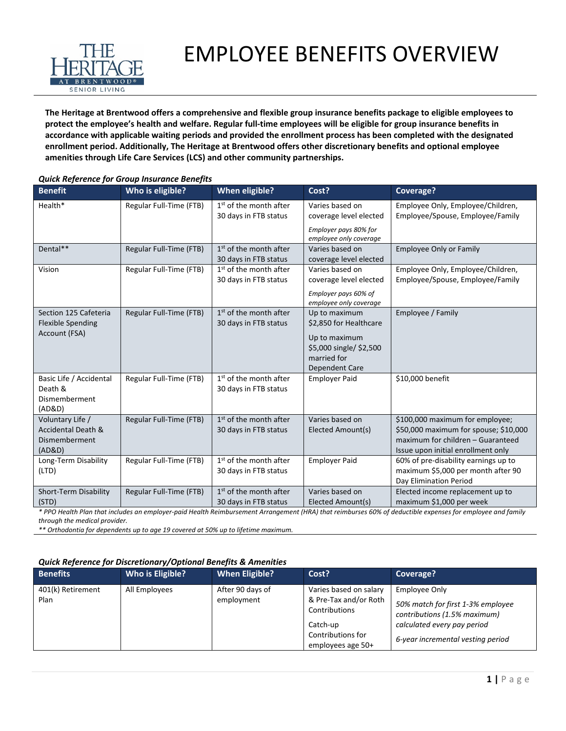# EMPLOYEE BENEFITS OVERVIEW

**The Heritage at Brentwood offers a comprehensive and flexible group insurance benefits package to eligible employees to protect the employee's health and welfare. Regular full-time employees will be eligible for group insurance benefits in accordance with applicable waiting periods and provided the enrollment process has been completed with the designated enrollment period. Additionally, The Heritage at Brentwood offers other discretionary benefits and optional employee amenities through Life Care Services (LCS) and other community partnerships.**

***Quick Reference for Group Insurance Benefits***

| Benefit | Who is eligible? | When eligible? | Cost? | Coverage? |
|---|---|---|---|---|
| Health* | Regular Full-Time (FTB) | 1st of the month after 30 days in FTB status | Varies based on coverage level elected *Employer pays 80% for employee only coverage* | Employee Only, Employee/Children, Employee/Spouse, Employee/Family |
| Dental** | Regular Full-Time (FTB) | 1st of the month after 30 days in FTB status | Varies based on coverage level elected | Employee Only or Family |
| Vision | Regular Full-Time (FTB) | 1st of the month after 30 days in FTB status | Varies based on coverage level elected *Employer pays 60% of employee only coverage* | Employee Only, Employee/Children, Employee/Spouse, Employee/Family |
| Section 125 Cafeteria Flexible Spending Account (FSA) | Regular Full-Time (FTB) | 1st of the month after 30 days in FTB status | Up to maximum $2,850 for Healthcare Up to maximum $5,000 single/ $2,500 married for Dependent Care | Employee / Family |
| Basic Life / Accidental Death & Dismemberment (AD&D) | Regular Full-Time (FTB) | 1st of the month after 30 days in FTB status | Employer Paid | $10,000 benefit |
| Voluntary Life / Accidental Death & Dismemberment (AD&D) | Regular Full-Time (FTB) | 1st of the month after 30 days in FTB status | Varies based on Elected Amount(s) | $100,000 maximum for employee; $50,000 maximum for spouse; $10,000 maximum for children – Guaranteed Issue upon initial enrollment only |
| Long-Term Disability (LTD) | Regular Full-Time (FTB) | 1st of the month after 30 days in FTB status | Employer Paid | 60% of pre-disability earnings up to maximum $5,000 per month after 90 Day Elimination Period |
| Short-Term Disability (STD) | Regular Full-Time (FTB) | 1st of the month after 30 days in FTB status | Varies based on Elected Amount(s) | Elected income replacement up to maximum $1,000 per week |

*\* PPO Health Plan that includes an employer-paid Health Reimbursement Arrangement (HRA) that reimburses 60% of deductible expenses for employee and family through the medical provider.*

*\*\* Orthodontia for dependents up to age 19 covered at 50% up to lifetime maximum.*

***Quick Reference for Discretionary/Optional Benefits & Amenities***

| Benefits | Who is Eligible? | When Eligible? | Cost? | Coverage? |
|---|---|---|---|---|
| 401(k) Retirement Plan | All Employees | After 90 days of employment | Varies based on salary & Pre-Tax and/or Roth Contributions Catch-up Contributions for employees age 50+ | Employee Only *50% match for first 1-3% employee contributions (1.5% maximum) calculated every pay period* *6-year incremental vesting period* |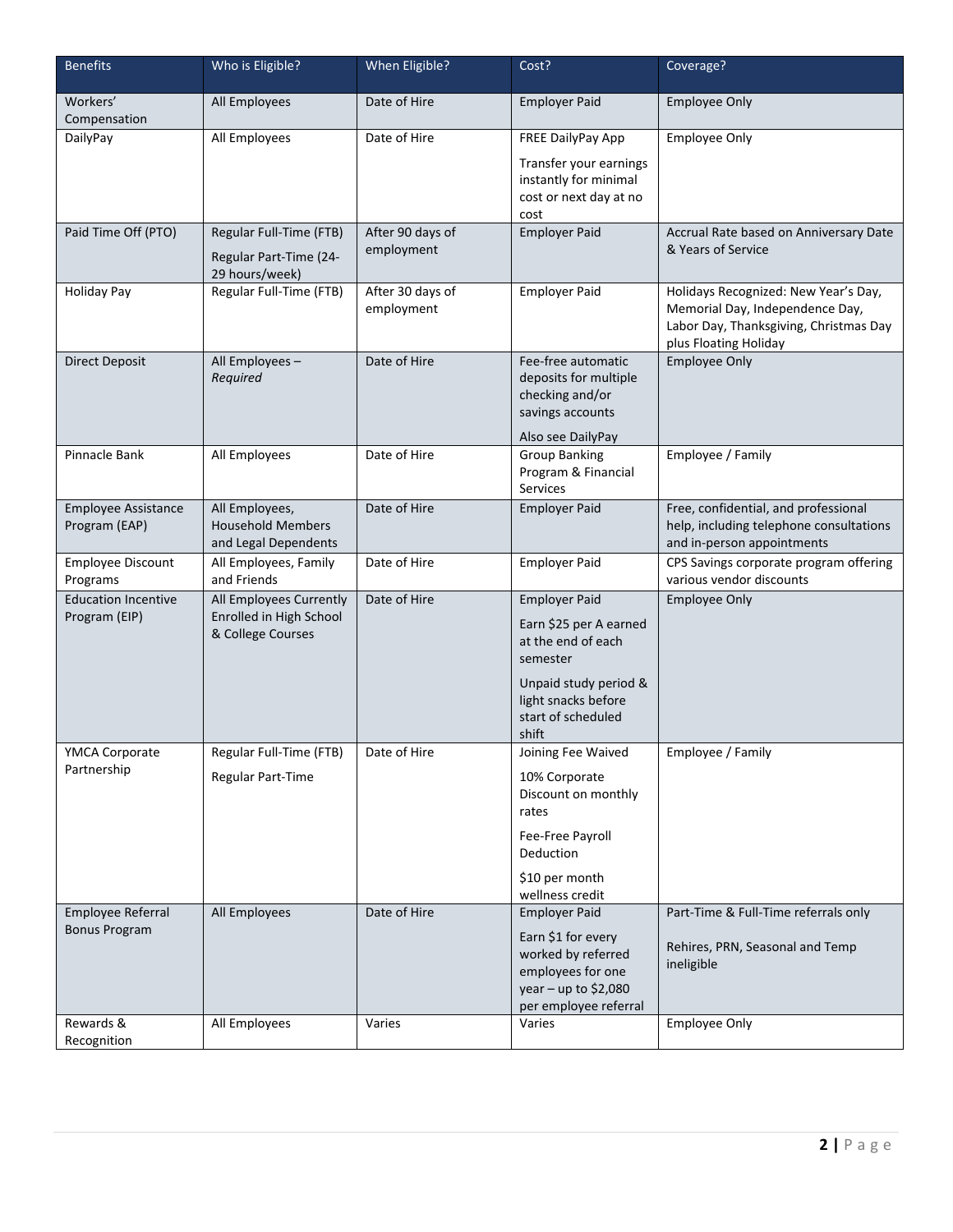| Benefits | Who is Eligible? | When Eligible? | Cost? | Coverage? |
|---|---|---|---|---|
| Workers' Compensation | All Employees | Date of Hire | Employer Paid | Employee Only |
| DailyPay | All Employees | Date of Hire | FREE DailyPay App<br><br>Transfer your earnings instantly for minimal cost or next day at no cost | Employee Only |
| Paid Time Off (PTO) | Regular Full-Time (FTB)<br><br>Regular Part-Time (24-29 hours/week) | After 90 days of employment | Employer Paid | Accrual Rate based on Anniversary Date & Years of Service |
| Holiday Pay | Regular Full-Time (FTB) | After 30 days of employment | Employer Paid | Holidays Recognized: New Year's Day, Memorial Day, Independence Day, Labor Day, Thanksgiving, Christmas Day plus Floating Holiday |
| Direct Deposit | All Employees – *Required* | Date of Hire | Fee-free automatic deposits for multiple checking and/or savings accounts<br><br>Also see DailyPay | Employee Only |
| Pinnacle Bank | All Employees | Date of Hire | Group Banking Program & Financial Services | Employee / Family |
| Employee Assistance Program (EAP) | All Employees, Household Members and Legal Dependents | Date of Hire | Employer Paid | Free, confidential, and professional help, including telephone consultations and in-person appointments |
| Employee Discount Programs | All Employees, Family and Friends | Date of Hire | Employer Paid | CPS Savings corporate program offering various vendor discounts |
| Education Incentive Program (EIP) | All Employees Currently Enrolled in High School & College Courses | Date of Hire | Employer Paid<br><br>Earn $25 per A earned at the end of each semester<br><br>Unpaid study period & light snacks before start of scheduled shift | Employee Only |
| YMCA Corporate Partnership | Regular Full-Time (FTB)<br><br>Regular Part-Time | Date of Hire | Joining Fee Waived<br><br>10% Corporate Discount on monthly rates<br><br>Fee-Free Payroll Deduction<br><br>$10 per month wellness credit | Employee / Family |
| Employee Referral Bonus Program | All Employees | Date of Hire | Employer Paid<br><br>Earn $1 for every worked by referred employees for one year – up to $2,080 per employee referral | Part-Time & Full-Time referrals only<br><br>Rehires, PRN, Seasonal and Temp ineligible |
| Rewards & Recognition | All Employees | Varies | Varies | Employee Only |